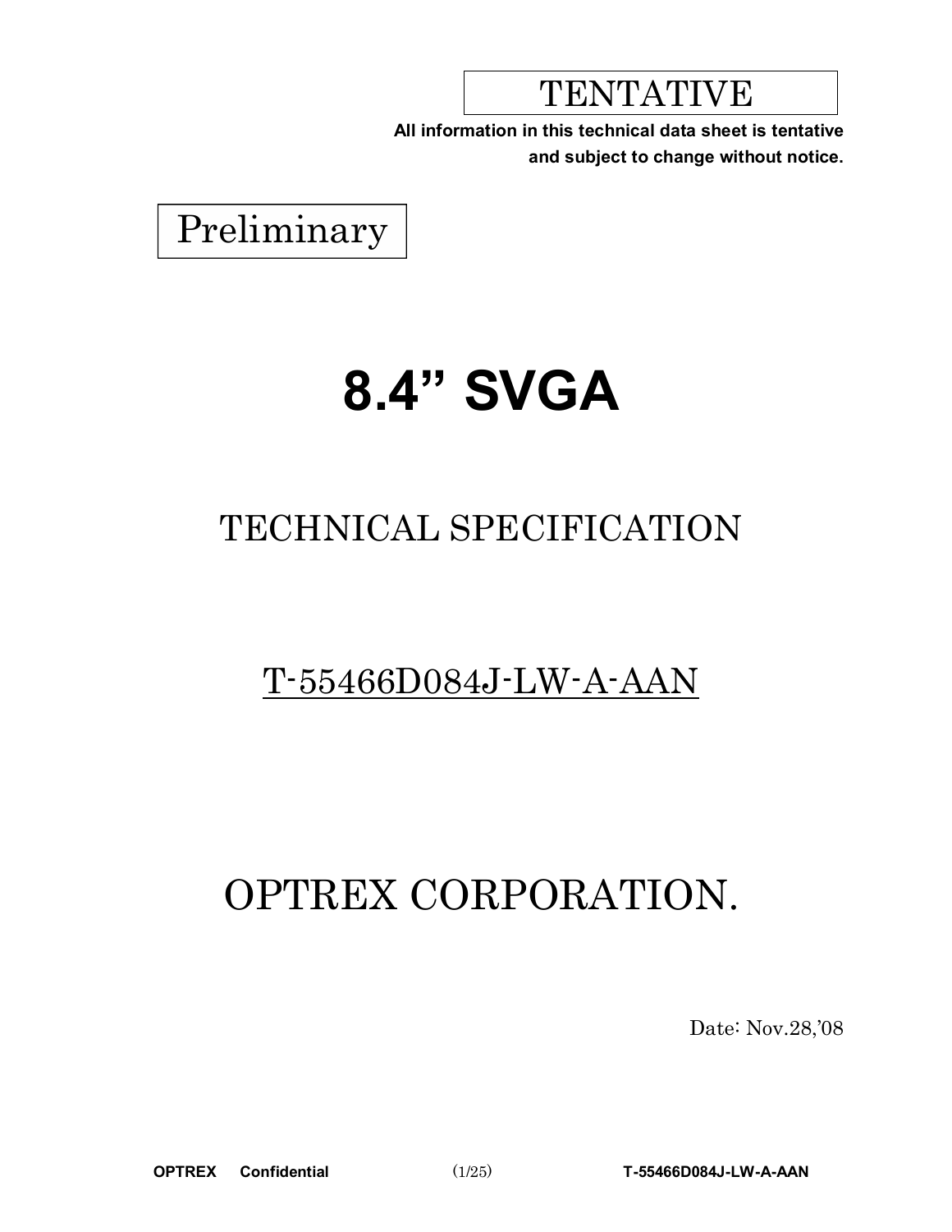TENTATIVE

**All information in this technical data sheet is tentative and subject to change without notice.**

Preliminary

# 8.4” SVGA

## TECHNICAL SPECIFICATION

T-55466D084J-LW-A-AAN

## OPTREX CORPORATION.

Date: Nov.28,’08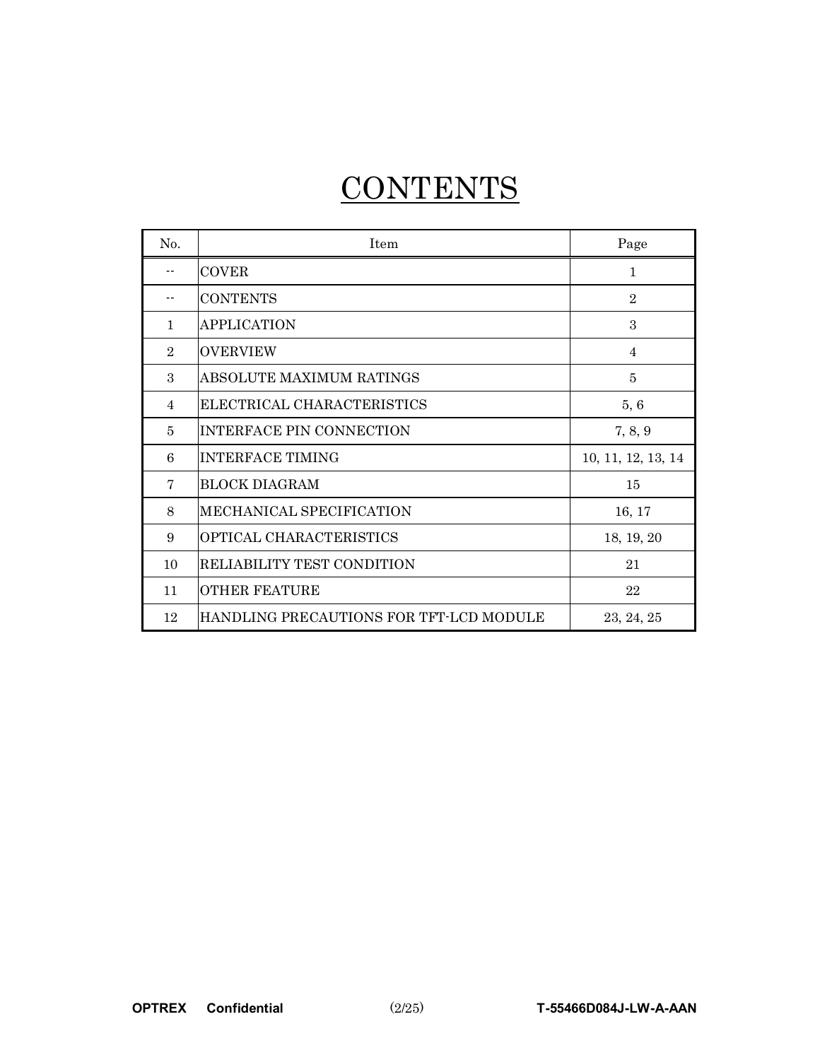# CONTENTS

| No. | Item | Page |
|---|---|---|
| -- | COVER | 1 |
| -- | CONTENTS | 2 |
| 1 | APPLICATION | 3 |
| 2 | OVERVIEW | 4 |
| 3 | ABSOLUTE MAXIMUM RATINGS | 5 |
| 4 | ELECTRICAL CHARACTERISTICS | 5, 6 |
| 5 | INTERFACE PIN CONNECTION | 7, 8, 9 |
| 6 | INTERFACE TIMING | 10, 11, 12, 13, 14 |
| 7 | BLOCK DIAGRAM | 15 |
| 8 | MECHANICAL SPECIFICATION | 16, 17 |
| 9 | OPTICAL CHARACTERISTICS | 18, 19, 20 |
| 10 | RELIABILITY TEST CONDITION | 21 |
| 11 | OTHER FEATURE | 22 |
| 12 | HANDLING PRECAUTIONS FOR TFT-LCD MODULE | 23, 24, 25 |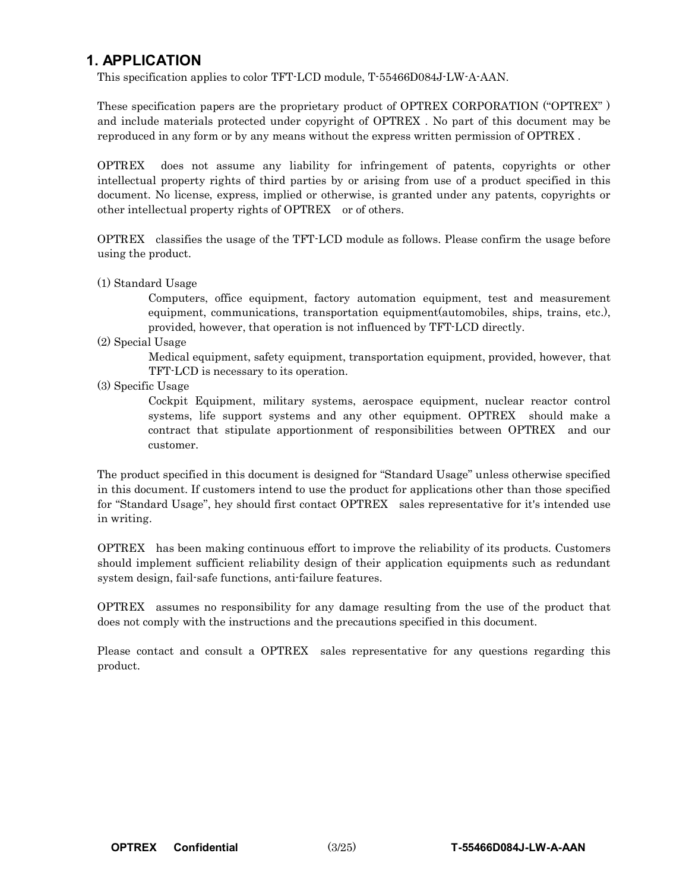# 1. APPLICATION

This specification applies to color TFT-LCD module, T-55466D084J-LW-A-AAN.

These specification papers are the proprietary product of OPTREX CORPORATION ("OPTREX" ) and include materials protected under copyright of OPTREX . No part of this document may be reproduced in any form or by any means without the express written permission of OPTREX .

OPTREX does not assume any liability for infringement of patents, copyrights or other intellectual property rights of third parties by or arising from use of a product specified in this document. No license, express, implied or otherwise, is granted under any patents, copyrights or other intellectual property rights of OPTREX or of others.

OPTREX classifies the usage of the TFT-LCD module as follows. Please confirm the usage before using the product.

(1) Standard Usage
   Computers, office equipment, factory automation equipment, test and measurement equipment, communications, transportation equipment(automobiles, ships, trains, etc.), provided, however, that operation is not influenced by TFT-LCD directly.

(2) Special Usage
   Medical equipment, safety equipment, transportation equipment, provided, however, that TFT-LCD is necessary to its operation.

(3) Specific Usage
   Cockpit Equipment, military systems, aerospace equipment, nuclear reactor control systems, life support systems and any other equipment. OPTREX should make a contract that stipulate apportionment of responsibilities between OPTREX and our customer.

The product specified in this document is designed for "Standard Usage" unless otherwise specified in this document. If customers intend to use the product for applications other than those specified for "Standard Usage", hey should first contact OPTREX sales representative for it's intended use in writing.

OPTREX has been making continuous effort to improve the reliability of its products. Customers should implement sufficient reliability design of their application equipments such as redundant system design, fail-safe functions, anti-failure features.

OPTREX assumes no responsibility for any damage resulting from the use of the product that does not comply with the instructions and the precautions specified in this document.

Please contact and consult a OPTREX sales representative for any questions regarding this product.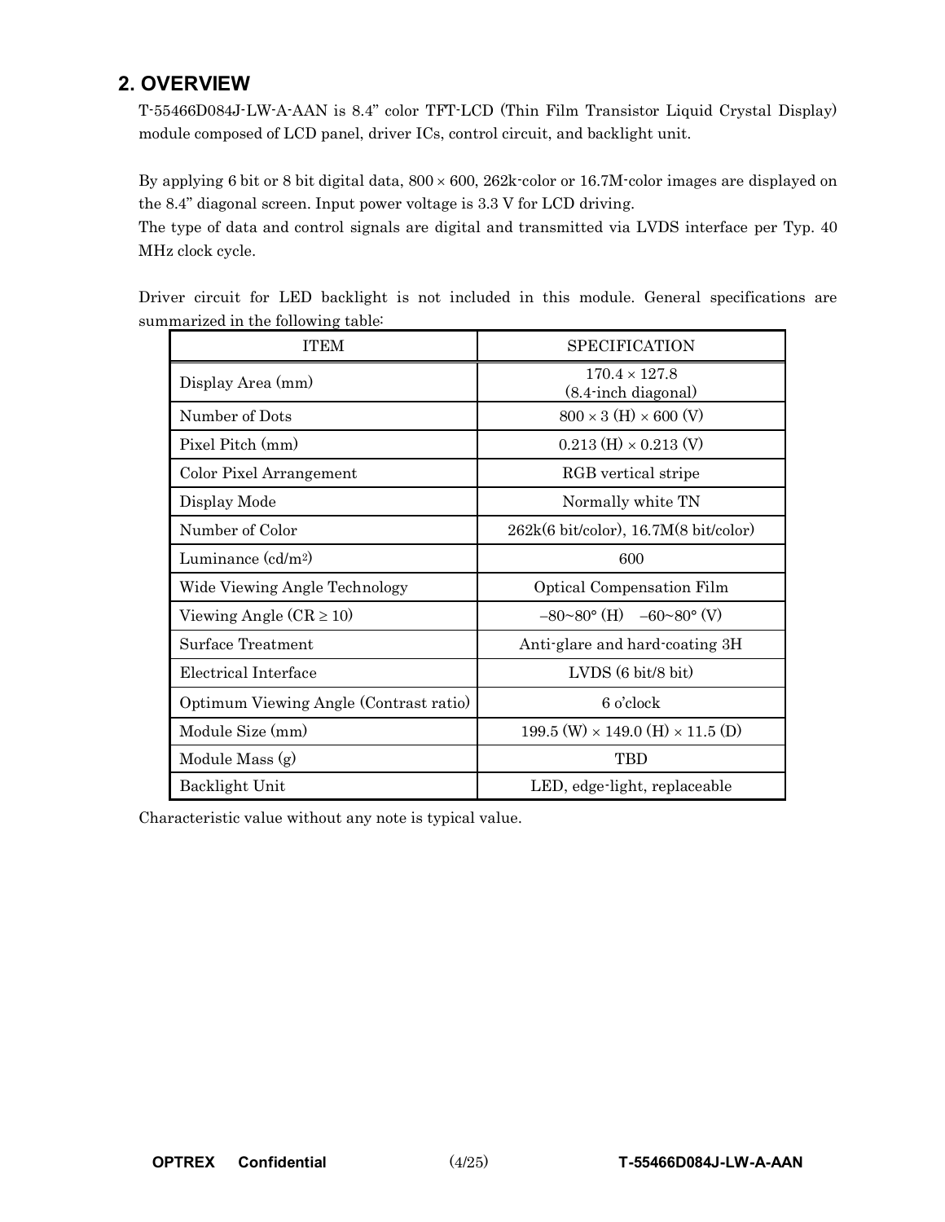## 2. OVERVIEW

T-55466D084J-LW-A-AAN is 8.4" color TFT-LCD (Thin Film Transistor Liquid Crystal Display) module composed of LCD panel, driver ICs, control circuit, and backlight unit.

By applying 6 bit or 8 bit digital data, 800 × 600, 262k-color or 16.7M-color images are displayed on the 8.4" diagonal screen. Input power voltage is 3.3 V for LCD driving.
The type of data and control signals are digital and transmitted via LVDS interface per Typ. 40 MHz clock cycle.

Driver circuit for LED backlight is not included in this module. General specifications are summarized in the following table:

| ITEM | SPECIFICATION |
|---|---|
| Display Area (mm) | 170.4 × 127.8 (8.4-inch diagonal) |
| Number of Dots | 800 × 3 (H) × 600 (V) |
| Pixel Pitch (mm) | 0.213 (H) × 0.213 (V) |
| Color Pixel Arrangement | RGB vertical stripe |
| Display Mode | Normally white TN |
| Number of Color | 262k(6 bit/color), 16.7M(8 bit/color) |
| Luminance (cd/m$^2$) | 600 |
| Wide Viewing Angle Technology | Optical Compensation Film |
| Viewing Angle (CR ≥ 10) | −80~80° (H) −60~80° (V) |
| Surface Treatment | Anti-glare and hard-coating 3H |
| Electrical Interface | LVDS (6 bit/8 bit) |
| Optimum Viewing Angle (Contrast ratio) | 6 o'clock |
| Module Size (mm) | 199.5 (W) × 149.0 (H) × 11.5 (D) |
| Module Mass (g) | TBD |
| Backlight Unit | LED, edge-light, replaceable |

Characteristic value without any note is typical value.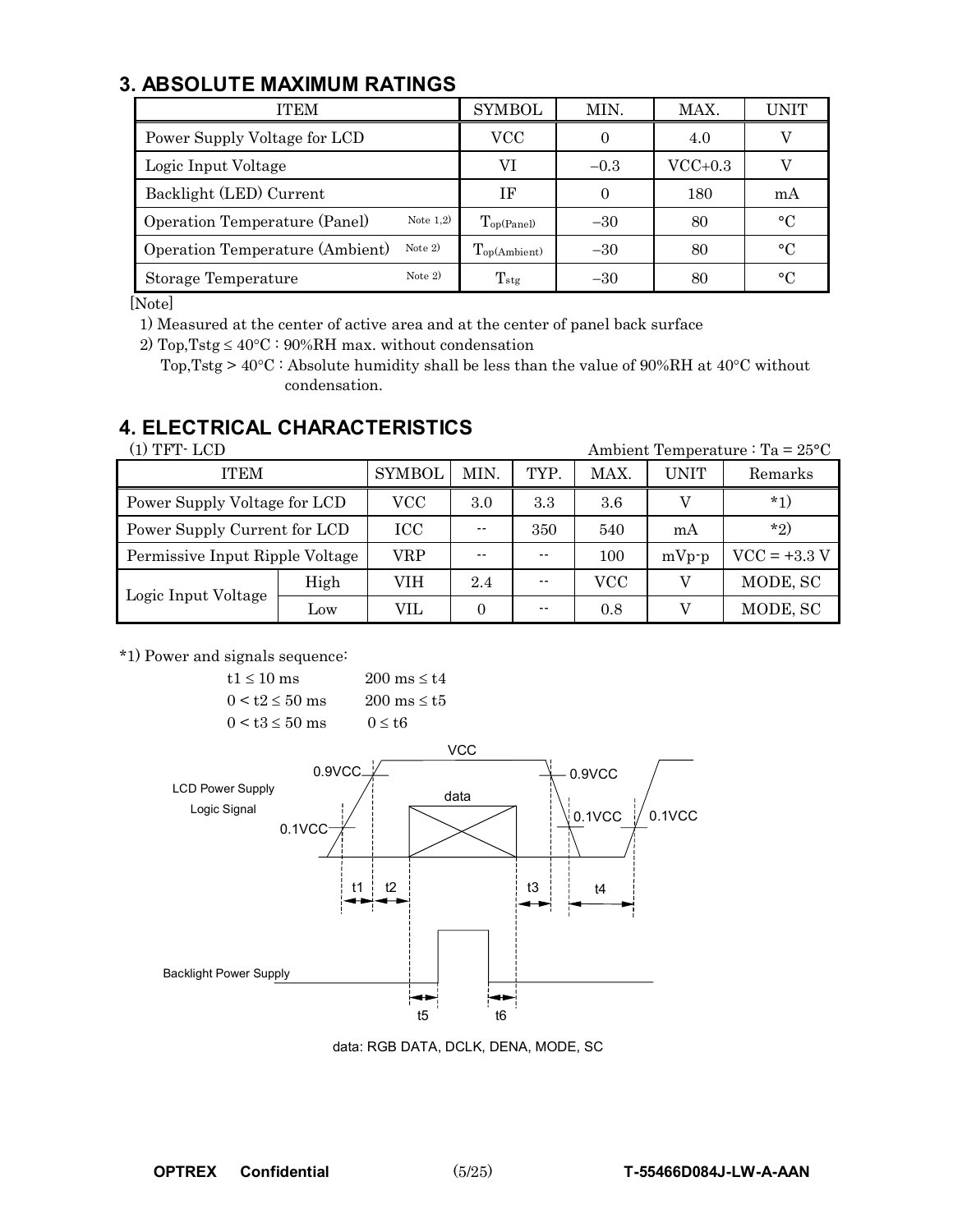## 3. ABSOLUTE MAXIMUM RATINGS

| ITEM | | SYMBOL | MIN. | MAX. | UNIT |
|---|---|---|---|---|---|
| Power Supply Voltage for LCD | | VCC | 0 | 4.0 | V |
| Logic Input Voltage | | VI | −0.3 | VCC+0.3 | V |
| Backlight (LED) Current | | IF | 0 | 180 | mA |
| Operation Temperature (Panel) | Note 1,2) | $T_{op(Panel)}$ | −30 | 80 | °C |
| Operation Temperature (Ambient) | Note 2) | $T_{op(Ambient)}$ | −30 | 80 | °C |
| Storage Temperature | Note 2) | $T_{stg}$ | −30 | 80 | °C |

[Note]

1) Measured at the center of active area and at the center of panel back surface

2) Top,Tstg ≤ 40°C : 90%RH max. without condensation

Top,Tstg > 40°C : Absolute humidity shall be less than the value of 90%RH at 40°C without condensation.

## 4. ELECTRICAL CHARACTERISTICS

(1) TFT- LCD

Ambient Temperature : Ta = 25°C

| ITEM | | SYMBOL | MIN. | TYP. | MAX. | UNIT | Remarks |
|---|---|---|---|---|---|---|---|
| Power Supply Voltage for LCD | | VCC | 3.0 | 3.3 | 3.6 | V | *1) |
| Power Supply Current for LCD | | ICC | -- | 350 | 540 | mA | *2) |
| Permissive Input Ripple Voltage | | VRP | -- | -- | 100 | mVp-p | VCC = +3.3 V |
| Logic Input Voltage | High | VIH | 2.4 | -- | VCC | V | MODE, SC |
| | Low | VIL | 0 | -- | 0.8 | V | MODE, SC |

*1) Power and signals sequence:

| | |
|---|---|
| t1 ≤ 10 ms | 200 ms ≤ t4 |
| 0 < t2 ≤ 50 ms | 200 ms ≤ t5 |
| 0 < t3 ≤ 50 ms | 0 ≤ t6 |

VCC, 0.9VCC, 0.1VCC, LCD Power Supply, Logic Signal, data, t1, t2, t3, t4, Backlight Power Supply, t5, t6

data: RGB DATA, DCLK, DENA, MODE, SC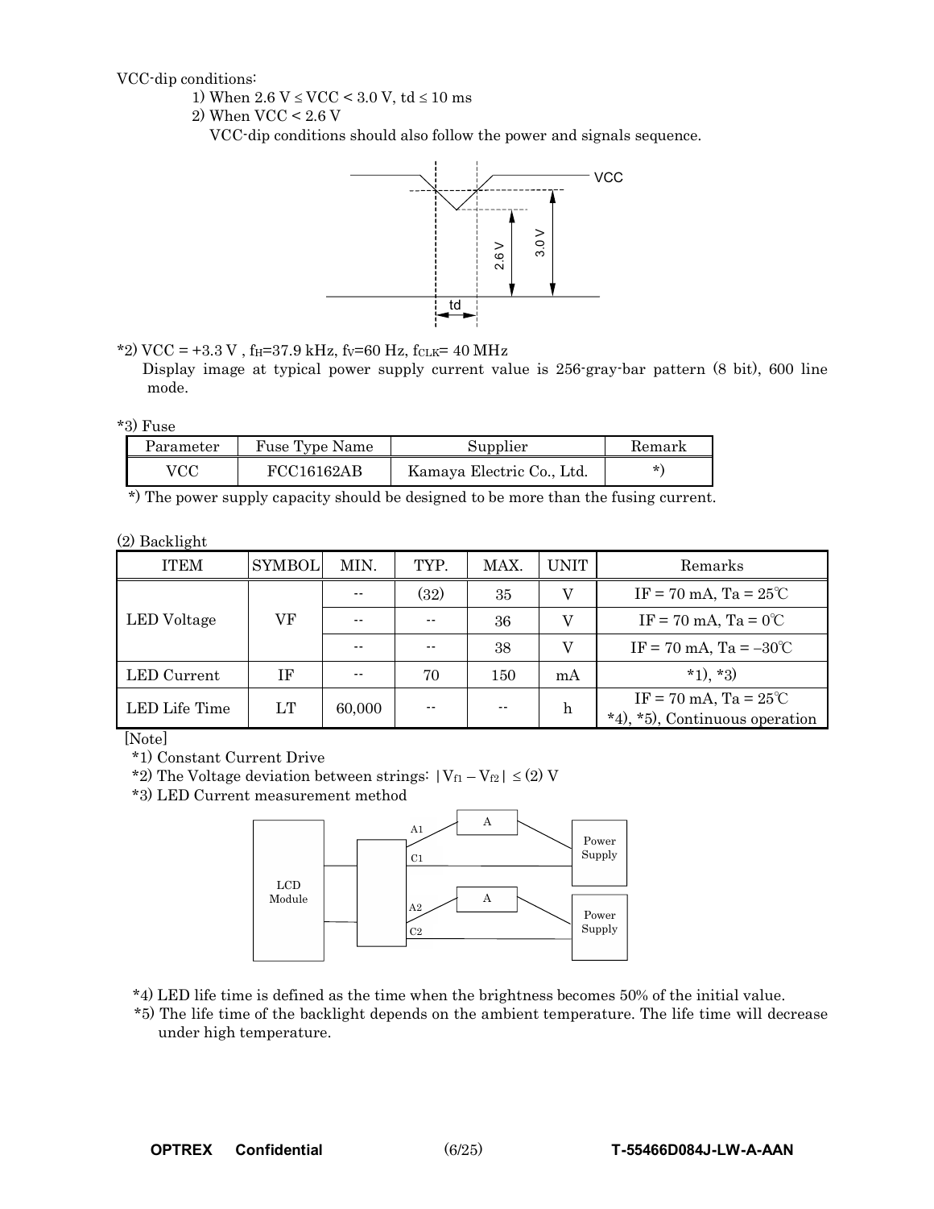VCC-dip conditions:

1) When 2.6 V ≤ VCC < 3.0 V, td ≤ 10 ms
2) When VCC < 2.6 V

VCC-dip conditions should also follow the power and signals sequence.

*2) VCC = +3.3 V , $f_H$=37.9 kHz, $f_V$=60 Hz, $f_{CLK}$= 40 MHz

Display image at typical power supply current value is 256-gray-bar pattern (8 bit), 600 line mode.

*3) Fuse

| Parameter | Fuse Type Name | Supplier | Remark |
|---|---|---|---|
| VCC | FCC16162AB | Kamaya Electric Co., Ltd. | *) |

*) The power supply capacity should be designed to be more than the fusing current.

(2) Backlight

| ITEM | SYMBOL | MIN. | TYP. | MAX. | UNIT | Remarks |
|---|---|---|---|---|---|---|
| LED Voltage | VF | -- | (32) | 35 | V | IF = 70 mA, Ta = 25℃ |
| | | -- | -- | 36 | V | IF = 70 mA, Ta = 0℃ |
| | | -- | -- | 38 | V | IF = 70 mA, Ta = –30℃ |
| LED Current | IF | -- | 70 | 150 | mA | *1), *3) |
| LED Life Time | LT | 60,000 | -- | -- | h | IF = 70 mA, Ta = 25℃ *4), *5), Continuous operation |

[Note]

*1) Constant Current Drive

*2) The Voltage deviation between strings: $|V_{f1} - V_{f2}| \leq (2)$ V

*3) LED Current measurement method

*4) LED life time is defined as the time when the brightness becomes 50% of the initial value.

*5) The life time of the backlight depends on the ambient temperature. The life time will decrease under high temperature.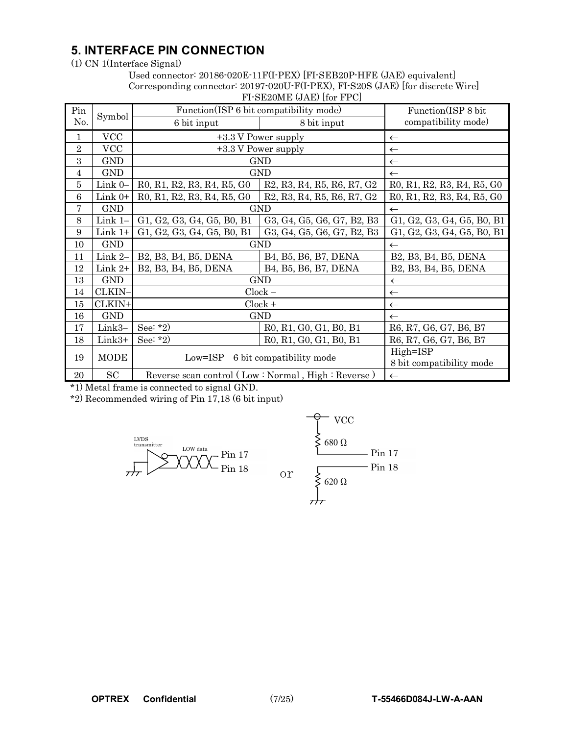## 5. INTERFACE PIN CONNECTION

(1) CN 1(Interface Signal)

Used connector: 20186-020E-11F(I-PEX) [FI-SEB20P-HFE (JAE) equivalent]
Corresponding connector: 20197-020U-F(I-PEX), FI-S20S (JAE) [for discrete Wire]
FI-SE20ME (JAE) [for FPC]

| Pin No. | Symbol | Function(ISP 6 bit compatibility mode) | | Function(ISP 8 bit compatibility mode) |
|---|---|---|---|---|
| | | 6 bit input | 8 bit input | |
| 1 | VCC | +3.3 V Power supply | | ← |
| 2 | VCC | +3.3 V Power supply | | ← |
| 3 | GND | GND | | ← |
| 4 | GND | GND | | ← |
| 5 | Link 0– | R0, R1, R2, R3, R4, R5, G0 | R2, R3, R4, R5, R6, R7, G2 | R0, R1, R2, R3, R4, R5, G0 |
| 6 | Link 0+ | R0, R1, R2, R3, R4, R5, G0 | R2, R3, R4, R5, R6, R7, G2 | R0, R1, R2, R3, R4, R5, G0 |
| 7 | GND | GND | | ← |
| 8 | Link 1– | G1, G2, G3, G4, G5, B0, B1 | G3, G4, G5, G6, G7, B2, B3 | G1, G2, G3, G4, G5, B0, B1 |
| 9 | Link 1+ | G1, G2, G3, G4, G5, B0, B1 | G3, G4, G5, G6, G7, B2, B3 | G1, G2, G3, G4, G5, B0, B1 |
| 10 | GND | GND | | ← |
| 11 | Link 2– | B2, B3, B4, B5, DENA | B4, B5, B6, B7, DENA | B2, B3, B4, B5, DENA |
| 12 | Link 2+ | B2, B3, B4, B5, DENA | B4, B5, B6, B7, DENA | B2, B3, B4, B5, DENA |
| 13 | GND | GND | | ← |
| 14 | CLKIN– | Clock – | | ← |
| 15 | CLKIN+ | Clock + | | ← |
| 16 | GND | GND | | ← |
| 17 | Link3– | See: *2) | R0, R1, G0, G1, B0, B1 | R6, R7, G6, G7, B6, B7 |
| 18 | Link3+ | See: *2) | R0, R1, G0, G1, B0, B1 | R6, R7, G6, G7, B6, B7 |
| 19 | MODE | Low=ISP 6 bit compatibility mode | | High=ISP 8 bit compatibility mode |
| 20 | SC | Reverse scan control ( Low : Normal , High : Reverse ) | | ← |

*1) Metal frame is connected to signal GND.

*2) Recommended wiring of Pin 17,18 (6 bit input)

LVDS transmitter — LOW data — Pin 17 / Pin 18

or

VCC — 680 Ω — Pin 17; Pin 18 — 620 Ω — GND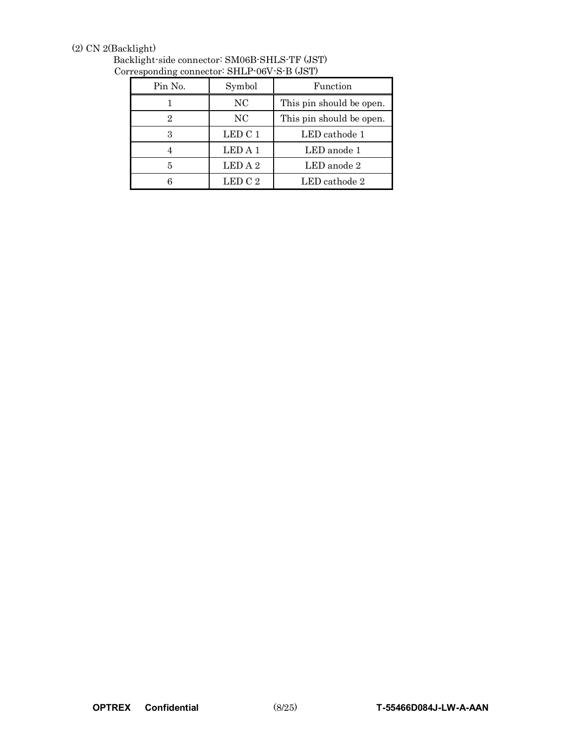(2) CN 2(Backlight)

Backlight-side connector: SM06B-SHLS-TF (JST)
Corresponding connector: SHLP-06V-S-B (JST)

| Pin No. | Symbol | Function |
|---|---|---|
| 1 | NC | This pin should be open. |
| 2 | NC | This pin should be open. |
| 3 | LED C 1 | LED cathode 1 |
| 4 | LED A 1 | LED anode 1 |
| 5 | LED A 2 | LED anode 2 |
| 6 | LED C 2 | LED cathode 2 |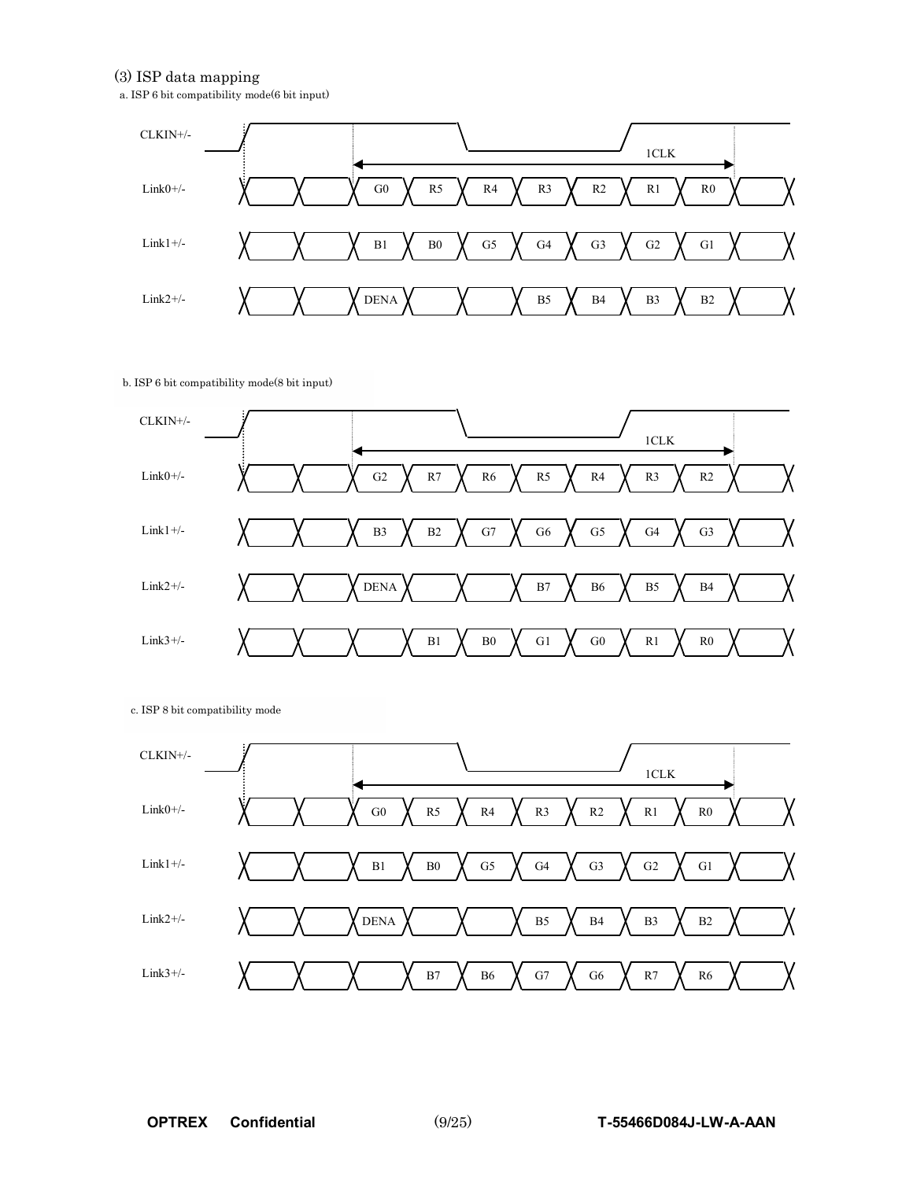### (3) ISP data mapping

a. ISP 6 bit compatibility mode(6 bit input)

| Signal | | | | | | | | | |
|---|---|---|---|---|---|---|---|---|---|
| Link0+/- | | | G0 | R5 | R4 | R3 | R2 | R1 | R0 |
| Link1+/- | | | B1 | B0 | G5 | G4 | G3 | G2 | G1 |
| Link2+/- | | | DENA | | | B5 | B4 | B3 | B2 |

CLKIN+/- : 1CLK

b. ISP 6 bit compatibility mode(8 bit input)

| Signal | | | | | | | | | |
|---|---|---|---|---|---|---|---|---|---|
| Link0+/- | | | G2 | R7 | R6 | R5 | R4 | R3 | R2 |
| Link1+/- | | | B3 | B2 | G7 | G6 | G5 | G4 | G3 |
| Link2+/- | | | DENA | | | B7 | B6 | B5 | B4 |
| Link3+/- | | | | B1 | B0 | G1 | G0 | R1 | R0 |

CLKIN+/- : 1CLK

c. ISP 8 bit compatibility mode

| Signal | | | | | | | | | |
|---|---|---|---|---|---|---|---|---|---|
| Link0+/- | | | G0 | R5 | R4 | R3 | R2 | R1 | R0 |
| Link1+/- | | | B1 | B0 | G5 | G4 | G3 | G2 | G1 |
| Link2+/- | | | DENA | | | B5 | B4 | B3 | B2 |
| Link3+/- | | | | B7 | B6 | G7 | G6 | R7 | R6 |

CLKIN+/- : 1CLK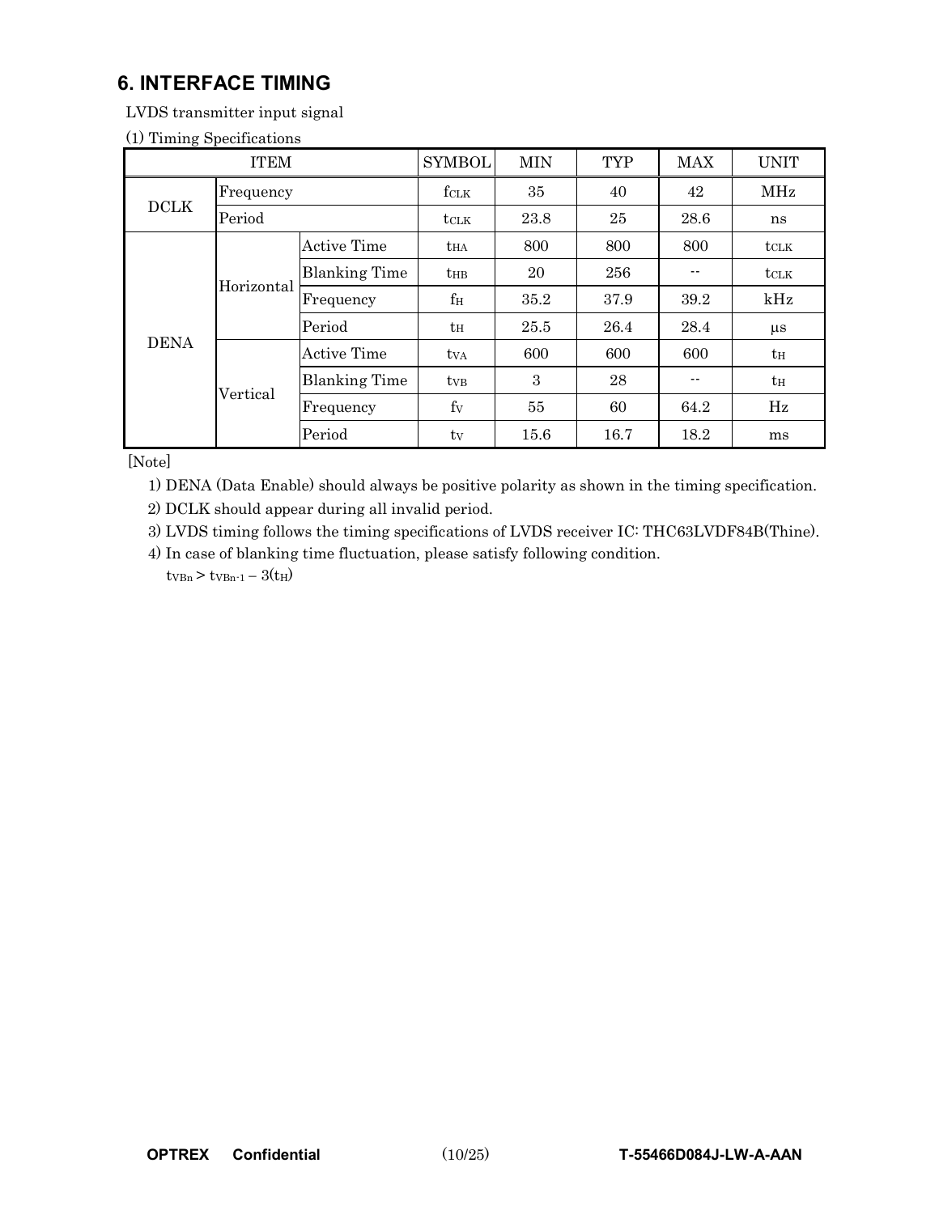## 6. INTERFACE TIMING

LVDS transmitter input signal

(1) Timing Specifications

| ITEM | | | SYMBOL | MIN | TYP | MAX | UNIT |
|---|---|---|---|---|---|---|---|
| DCLK | Frequency | | $f_{CLK}$ | 35 | 40 | 42 | MHz |
| | Period | | $t_{CLK}$ | 23.8 | 25 | 28.6 | ns |
| DENA | Horizontal | Active Time | $t_{HA}$ | 800 | 800 | 800 | $t_{CLK}$ |
| | | Blanking Time | $t_{HB}$ | 20 | 256 | -- | $t_{CLK}$ |
| | | Frequency | $f_H$ | 35.2 | 37.9 | 39.2 | kHz |
| | | Period | $t_H$ | 25.5 | 26.4 | 28.4 | μs |
| | Vertical | Active Time | $t_{VA}$ | 600 | 600 | 600 | $t_H$ |
| | | Blanking Time | $t_{VB}$ | 3 | 28 | -- | $t_H$ |
| | | Frequency | $f_V$ | 55 | 60 | 64.2 | Hz |
| | | Period | $t_V$ | 15.6 | 16.7 | 18.2 | ms |

[Note]

1) DENA (Data Enable) should always be positive polarity as shown in the timing specification.
2) DCLK should appear during all invalid period.
3) LVDS timing follows the timing specifications of LVDS receiver IC: THC63LVDF84B(Thine).
4) In case of blanking time fluctuation, please satisfy following condition.
   $t_{VBn} > t_{VBn-1} - 3(t_H)$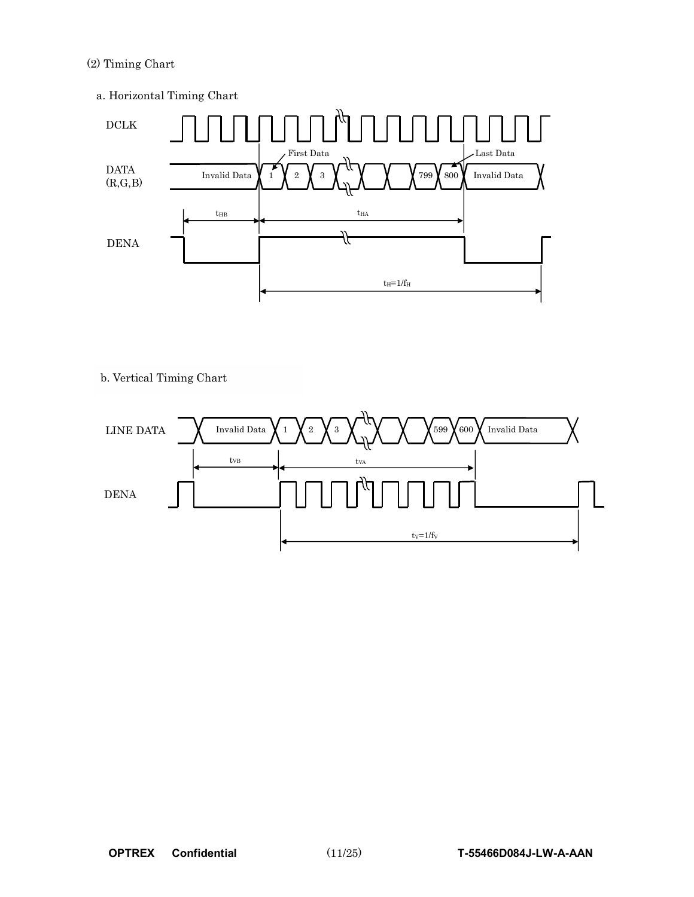(2) Timing Chart

a. Horizontal Timing Chart

DCLK

DATA (R,G,B): Invalid Data | 1 | 2 | 3 | … | 799 | 800 | Invalid Data

First Data, Last Data

$t_{HB}$ $t_{HA}$

DENA

$t_H=1/f_H$

b. Vertical Timing Chart

LINE DATA: Invalid Data | 1 | 2 | 3 | … | 599 | 600 | Invalid Data

$t_{VB}$ $t_{VA}$

DENA

$t_V=1/f_V$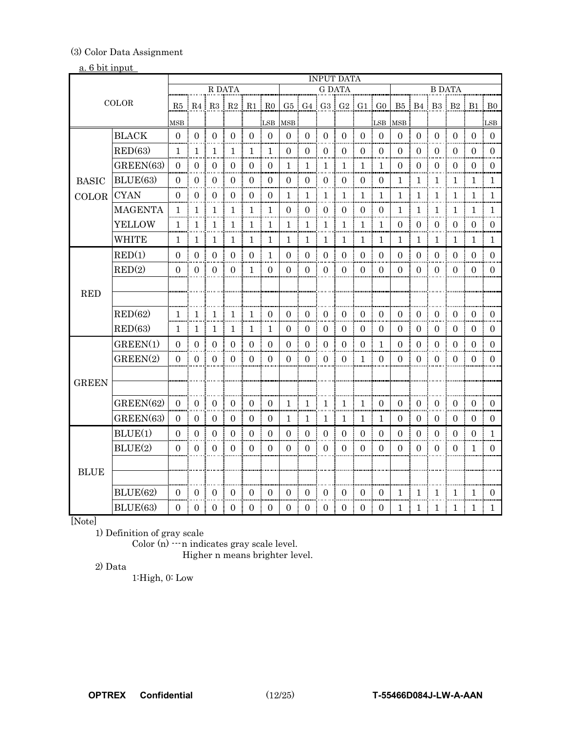(3) Color Data Assignment

a. 6 bit input

| COLOR | | R DATA | | | | | | G DATA | | | | | | B DATA | | | | | |
|---|---|---|---|---|---|---|---|---|---|---|---|---|---|---|---|---|---|---|---|
| | | R5 MSB | R4 | R3 | R2 | R1 | R0 LSB | G5 MSB | G4 | G3 | G2 | G1 | G0 LSB | B5 MSB | B4 | B3 | B2 | B1 | B0 LSB |
| BASIC COLOR | BLACK | 0 | 0 | 0 | 0 | 0 | 0 | 0 | 0 | 0 | 0 | 0 | 0 | 0 | 0 | 0 | 0 | 0 | 0 |
| | RED(63) | 1 | 1 | 1 | 1 | 1 | 1 | 0 | 0 | 0 | 0 | 0 | 0 | 0 | 0 | 0 | 0 | 0 | 0 |
| | GREEN(63) | 0 | 0 | 0 | 0 | 0 | 0 | 1 | 1 | 1 | 1 | 1 | 1 | 0 | 0 | 0 | 0 | 0 | 0 |
| | BLUE(63) | 0 | 0 | 0 | 0 | 0 | 0 | 0 | 0 | 0 | 0 | 0 | 0 | 1 | 1 | 1 | 1 | 1 | 1 |
| | CYAN | 0 | 0 | 0 | 0 | 0 | 0 | 1 | 1 | 1 | 1 | 1 | 1 | 1 | 1 | 1 | 1 | 1 | 1 |
| | MAGENTA | 1 | 1 | 1 | 1 | 1 | 1 | 0 | 0 | 0 | 0 | 0 | 0 | 1 | 1 | 1 | 1 | 1 | 1 |
| | YELLOW | 1 | 1 | 1 | 1 | 1 | 1 | 1 | 1 | 1 | 1 | 1 | 1 | 0 | 0 | 0 | 0 | 0 | 0 |
| | WHITE | 1 | 1 | 1 | 1 | 1 | 1 | 1 | 1 | 1 | 1 | 1 | 1 | 1 | 1 | 1 | 1 | 1 | 1 |
| RED | RED(1) | 0 | 0 | 0 | 0 | 0 | 1 | 0 | 0 | 0 | 0 | 0 | 0 | 0 | 0 | 0 | 0 | 0 | 0 |
| | RED(2) | 0 | 0 | 0 | 0 | 1 | 0 | 0 | 0 | 0 | 0 | 0 | 0 | 0 | 0 | 0 | 0 | 0 | 0 |
| | | | | | | | | | | | | | | | | | | | |
| | | | | | | | | | | | | | | | | | | | |
| | RED(62) | 1 | 1 | 1 | 1 | 1 | 0 | 0 | 0 | 0 | 0 | 0 | 0 | 0 | 0 | 0 | 0 | 0 | 0 |
| | RED(63) | 1 | 1 | 1 | 1 | 1 | 1 | 0 | 0 | 0 | 0 | 0 | 0 | 0 | 0 | 0 | 0 | 0 | 0 |
| GREEN | GREEN(1) | 0 | 0 | 0 | 0 | 0 | 0 | 0 | 0 | 0 | 0 | 0 | 1 | 0 | 0 | 0 | 0 | 0 | 0 |
| | GREEN(2) | 0 | 0 | 0 | 0 | 0 | 0 | 0 | 0 | 0 | 0 | 1 | 0 | 0 | 0 | 0 | 0 | 0 | 0 |
| | | | | | | | | | | | | | | | | | | | |
| | | | | | | | | | | | | | | | | | | | |
| | GREEN(62) | 0 | 0 | 0 | 0 | 0 | 0 | 1 | 1 | 1 | 1 | 1 | 0 | 0 | 0 | 0 | 0 | 0 | 0 |
| | GREEN(63) | 0 | 0 | 0 | 0 | 0 | 0 | 1 | 1 | 1 | 1 | 1 | 1 | 0 | 0 | 0 | 0 | 0 | 0 |
| BLUE | BLUE(1) | 0 | 0 | 0 | 0 | 0 | 0 | 0 | 0 | 0 | 0 | 0 | 0 | 0 | 0 | 0 | 0 | 0 | 1 |
| | BLUE(2) | 0 | 0 | 0 | 0 | 0 | 0 | 0 | 0 | 0 | 0 | 0 | 0 | 0 | 0 | 0 | 0 | 1 | 0 |
| | | | | | | | | | | | | | | | | | | | |
| | | | | | | | | | | | | | | | | | | | |
| | BLUE(62) | 0 | 0 | 0 | 0 | 0 | 0 | 0 | 0 | 0 | 0 | 0 | 0 | 1 | 1 | 1 | 1 | 1 | 0 |
| | BLUE(63) | 0 | 0 | 0 | 0 | 0 | 0 | 0 | 0 | 0 | 0 | 0 | 0 | 1 | 1 | 1 | 1 | 1 | 1 |

[Note]

1) Definition of gray scale

Color (n) ---n indicates gray scale level.
Higher n means brighter level.

2) Data

1:High, 0: Low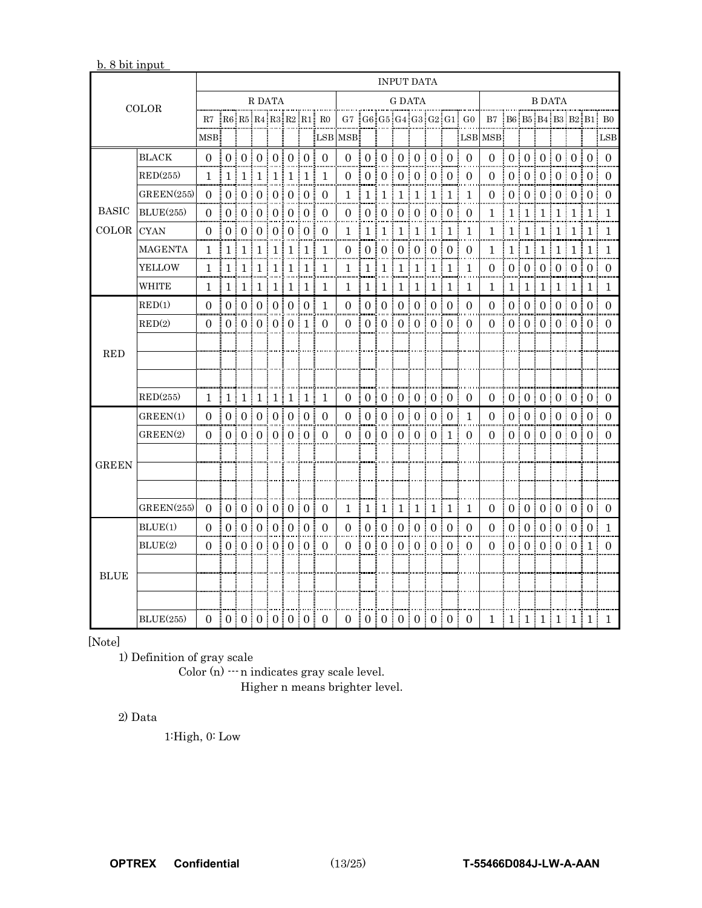b. 8 bit input

| COLOR | | INPUT DATA | | | | | | | | | | | | | | | | | | | | | | | |
|---|---|---|---|---|---|---|---|---|---|---|---|---|---|---|---|---|---|---|---|---|---|---|---|---|---|
| | | R DATA | | | | | | | | G DATA | | | | | | | | B DATA | | | | | | | |
| | | R7 MSB | R6 | R5 | R4 | R3 | R2 | R1 | R0 LSB | G7 MSB | G6 | G5 | G4 | G3 | G2 | G1 | G0 LSB | B7 MSB | B6 | B5 | B4 | B3 | B2 | B1 | B0 LSB |
| BASIC COLOR | BLACK | 0 | 0 | 0 | 0 | 0 | 0 | 0 | 0 | 0 | 0 | 0 | 0 | 0 | 0 | 0 | 0 | 0 | 0 | 0 | 0 | 0 | 0 | 0 | 0 |
| | RED(255) | 1 | 1 | 1 | 1 | 1 | 1 | 1 | 1 | 0 | 0 | 0 | 0 | 0 | 0 | 0 | 0 | 0 | 0 | 0 | 0 | 0 | 0 | 0 | 0 |
| | GREEN(255) | 0 | 0 | 0 | 0 | 0 | 0 | 0 | 0 | 1 | 1 | 1 | 1 | 1 | 1 | 1 | 1 | 0 | 0 | 0 | 0 | 0 | 0 | 0 | 0 |
| | BLUE(255) | 0 | 0 | 0 | 0 | 0 | 0 | 0 | 0 | 0 | 0 | 0 | 0 | 0 | 0 | 0 | 0 | 1 | 1 | 1 | 1 | 1 | 1 | 1 | 1 |
| | CYAN | 0 | 0 | 0 | 0 | 0 | 0 | 0 | 0 | 1 | 1 | 1 | 1 | 1 | 1 | 1 | 1 | 1 | 1 | 1 | 1 | 1 | 1 | 1 | 1 |
| | MAGENTA | 1 | 1 | 1 | 1 | 1 | 1 | 1 | 1 | 0 | 0 | 0 | 0 | 0 | 0 | 0 | 0 | 1 | 1 | 1 | 1 | 1 | 1 | 1 | 1 |
| | YELLOW | 1 | 1 | 1 | 1 | 1 | 1 | 1 | 1 | 1 | 1 | 1 | 1 | 1 | 1 | 1 | 1 | 0 | 0 | 0 | 0 | 0 | 0 | 0 | 0 |
| | WHITE | 1 | 1 | 1 | 1 | 1 | 1 | 1 | 1 | 1 | 1 | 1 | 1 | 1 | 1 | 1 | 1 | 1 | 1 | 1 | 1 | 1 | 1 | 1 | 1 |
| RED | RED(1) | 0 | 0 | 0 | 0 | 0 | 0 | 0 | 1 | 0 | 0 | 0 | 0 | 0 | 0 | 0 | 0 | 0 | 0 | 0 | 0 | 0 | 0 | 0 | 0 |
| | RED(2) | 0 | 0 | 0 | 0 | 0 | 0 | 1 | 0 | 0 | 0 | 0 | 0 | 0 | 0 | 0 | 0 | 0 | 0 | 0 | 0 | 0 | 0 | 0 | 0 |
| | | | | | | | | | | | | | | | | | | | | | | | | | |
| | | | | | | | | | | | | | | | | | | | | | | | | | |
| | | | | | | | | | | | | | | | | | | | | | | | | | |
| | RED(255) | 1 | 1 | 1 | 1 | 1 | 1 | 1 | 1 | 0 | 0 | 0 | 0 | 0 | 0 | 0 | 0 | 0 | 0 | 0 | 0 | 0 | 0 | 0 | 0 |
| GREEN | GREEN(1) | 0 | 0 | 0 | 0 | 0 | 0 | 0 | 0 | 0 | 0 | 0 | 0 | 0 | 0 | 0 | 1 | 0 | 0 | 0 | 0 | 0 | 0 | 0 | 0 |
| | GREEN(2) | 0 | 0 | 0 | 0 | 0 | 0 | 0 | 0 | 0 | 0 | 0 | 0 | 0 | 0 | 1 | 0 | 0 | 0 | 0 | 0 | 0 | 0 | 0 | 0 |
| | | | | | | | | | | | | | | | | | | | | | | | | | |
| | | | | | | | | | | | | | | | | | | | | | | | | | |
| | | | | | | | | | | | | | | | | | | | | | | | | | |
| | GREEN(255) | 0 | 0 | 0 | 0 | 0 | 0 | 0 | 0 | 1 | 1 | 1 | 1 | 1 | 1 | 1 | 1 | 0 | 0 | 0 | 0 | 0 | 0 | 0 | 0 |
| BLUE | BLUE(1) | 0 | 0 | 0 | 0 | 0 | 0 | 0 | 0 | 0 | 0 | 0 | 0 | 0 | 0 | 0 | 0 | 0 | 0 | 0 | 0 | 0 | 0 | 0 | 1 |
| | BLUE(2) | 0 | 0 | 0 | 0 | 0 | 0 | 0 | 0 | 0 | 0 | 0 | 0 | 0 | 0 | 0 | 0 | 0 | 0 | 0 | 0 | 0 | 0 | 1 | 0 |
| | | | | | | | | | | | | | | | | | | | | | | | | | |
| | | | | | | | | | | | | | | | | | | | | | | | | | |
| | | | | | | | | | | | | | | | | | | | | | | | | | |
| | BLUE(255) | 0 | 0 | 0 | 0 | 0 | 0 | 0 | 0 | 0 | 0 | 0 | 0 | 0 | 0 | 0 | 0 | 1 | 1 | 1 | 1 | 1 | 1 | 1 | 1 |

[Note]

1) Definition of gray scale

Color (n) --- n indicates gray scale level.
Higher n means brighter level.

2) Data

1:High, 0: Low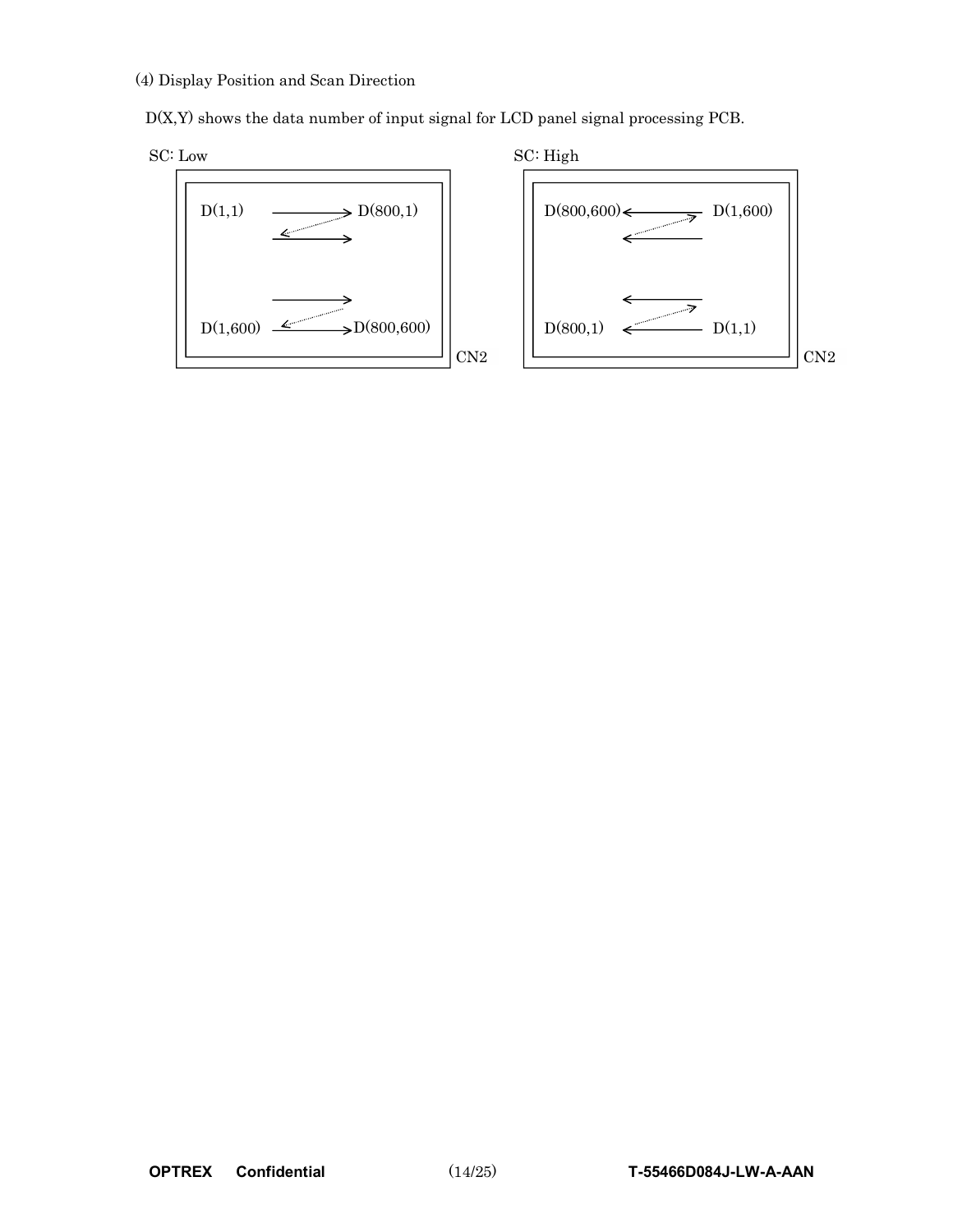(4) Display Position and Scan Direction

D(X,Y) shows the data number of input signal for LCD panel signal processing PCB.

SC: Low

D(1,1) → D(800,1)

D(1,600) → D(800,600)

CN2

SC: High

D(800,600) ← D(1,600)

D(800,1) ← D(1,1)

CN2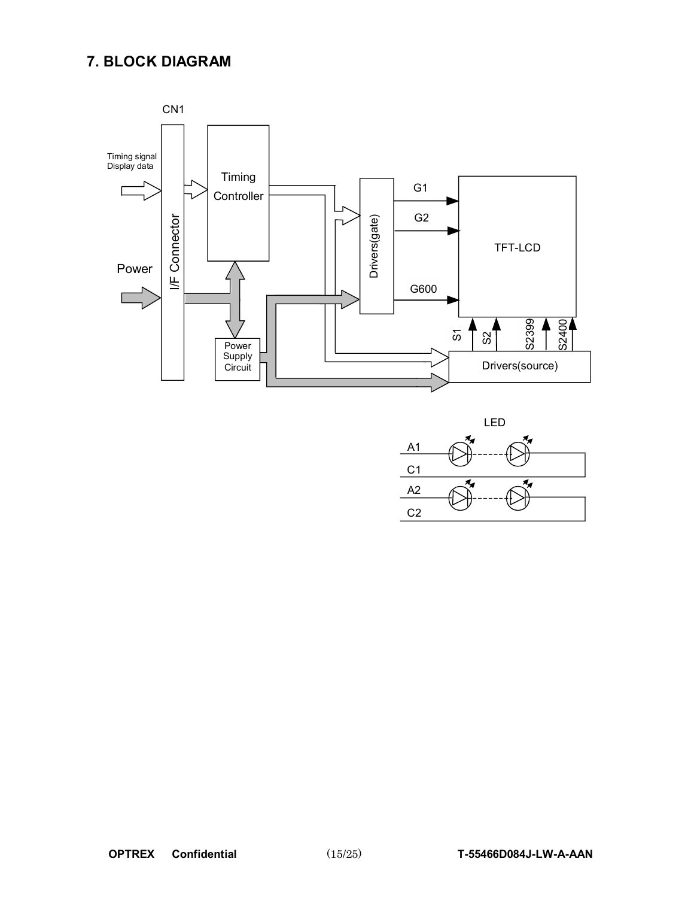## 7. BLOCK DIAGRAM

CN1

Timing signal
Display data

Power

I/F Connector

Timing Controller

Power Supply Circuit

Drivers(gate)

G1

G2

G600

TFT-LCD

S1 S2 S2399 S2400

Drivers(source)

LED

A1

C1

A2

C2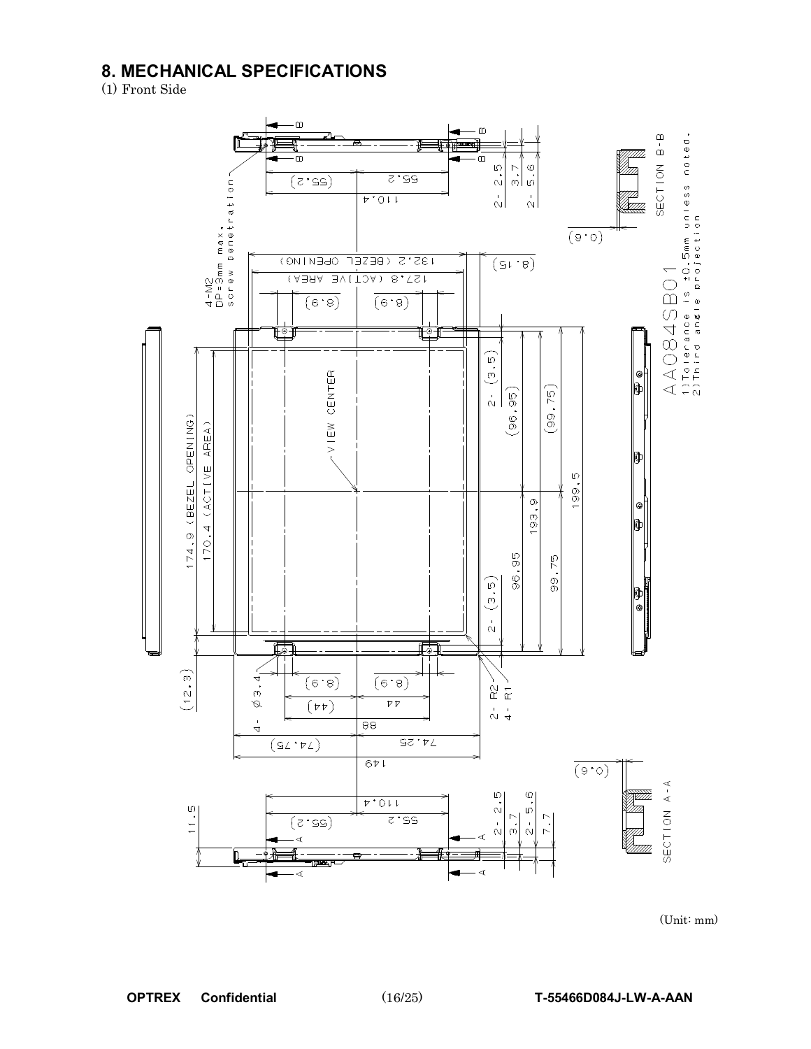# 8. MECHANICAL SPECIFICATIONS

(1) Front Side

AA084SB01

1) Tolerance is ±0.5mm unless noted.
2) Third angle projection

(Unit: mm)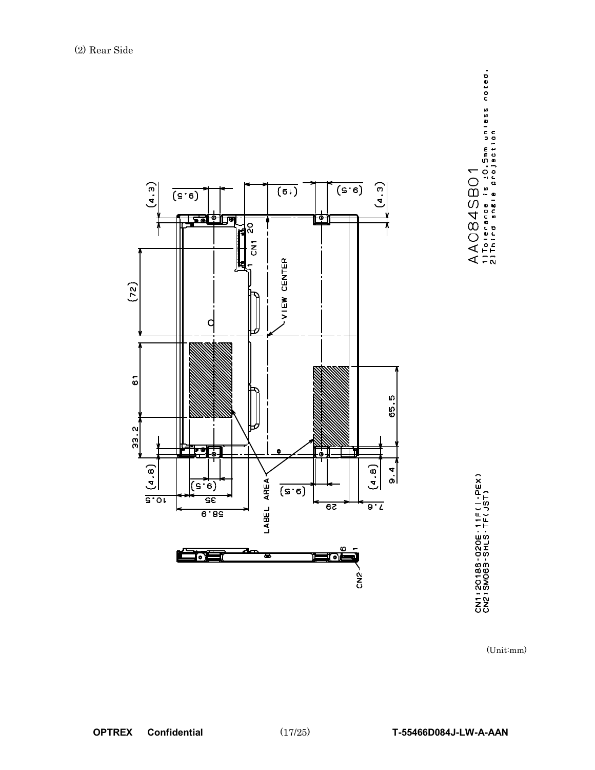(2) Rear Side

AA084SB01

1) Tolerance is ±0.5mm unless noted.
2) Third angle projection

CN1 : 20186-020E-11F(I-PEX)
CN2 : SM06B-SHLS-TF(JST)

(Unit:mm)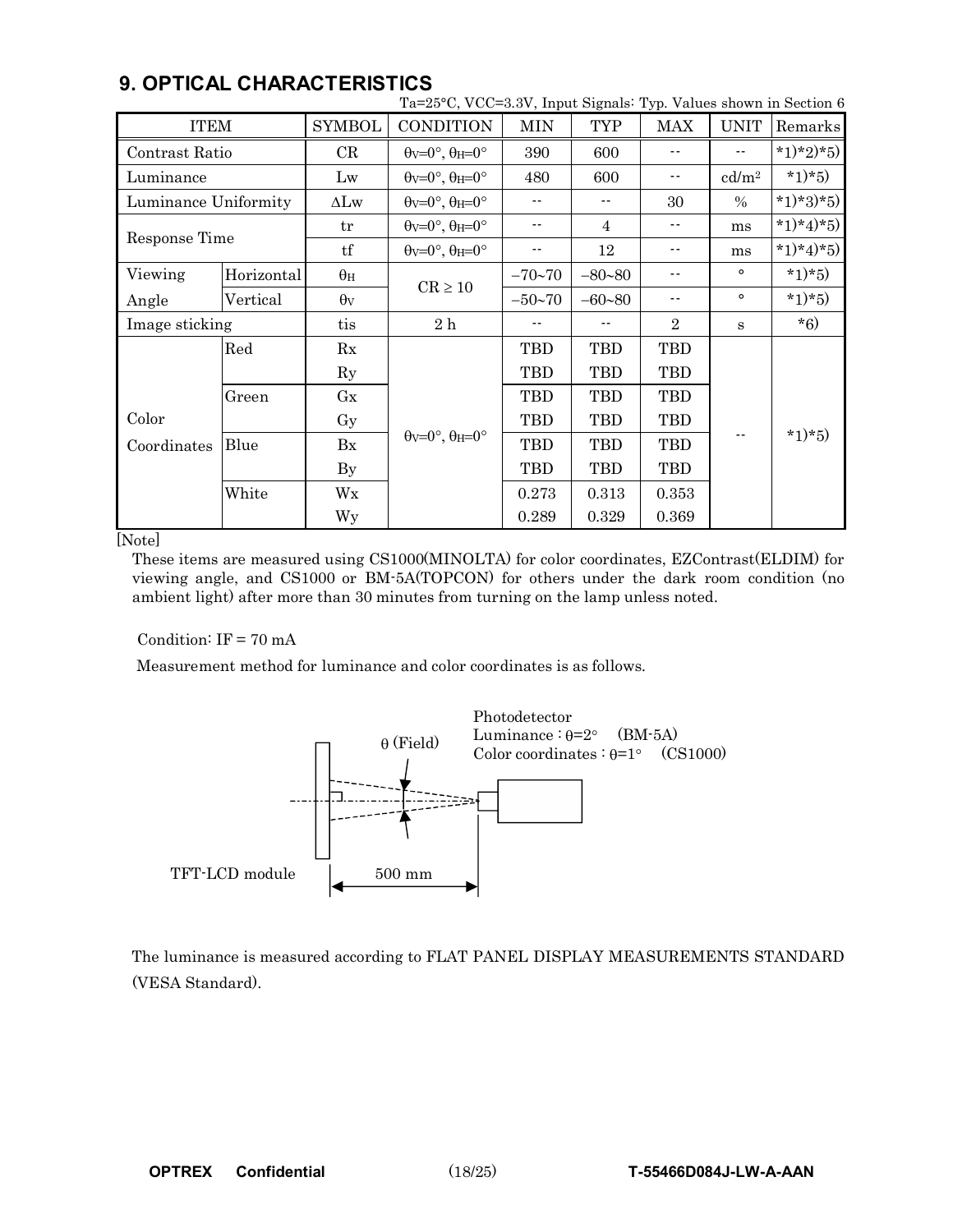## 9. OPTICAL CHARACTERISTICS

Ta=25°C, VCC=3.3V, Input Signals: Typ. Values shown in Section 6

| ITEM | | SYMBOL | CONDITION | MIN | TYP | MAX | UNIT | Remarks |
|---|---|---|---|---|---|---|---|---|
| Contrast Ratio | | CR | $\theta_V$=0°, $\theta_H$=0° | 390 | 600 | -- | -- | *1)*2)*5) |
| Luminance | | Lw | $\theta_V$=0°, $\theta_H$=0° | 480 | 600 | -- | cd/m² | *1)*5) |
| Luminance Uniformity | | ΔLw | $\theta_V$=0°, $\theta_H$=0° | -- | -- | 30 | % | *1)*3)*5) |
| Response Time | | tr | $\theta_V$=0°, $\theta_H$=0° | -- | 4 | -- | ms | *1)*4)*5) |
| | | tf | $\theta_V$=0°, $\theta_H$=0° | -- | 12 | -- | ms | *1)*4)*5) |
| Viewing Angle | Horizontal | $\theta_H$ | CR ≥ 10 | −70~70 | −80~80 | -- | ° | *1)*5) |
| | Vertical | $\theta_V$ | | −50~70 | −60~80 | -- | ° | *1)*5) |
| Image sticking | | tis | 2 h | -- | -- | 2 | s | *6) |
| Color Coordinates | Red | Rx | $\theta_V$=0°, $\theta_H$=0° | TBD | TBD | TBD | -- | *1)*5) |
| | | Ry | | TBD | TBD | TBD | | |
| | Green | Gx | | TBD | TBD | TBD | | |
| | | Gy | | TBD | TBD | TBD | | |
| | Blue | Bx | | TBD | TBD | TBD | | |
| | | By | | TBD | TBD | TBD | | |
| | White | Wx | | 0.273 | 0.313 | 0.353 | | |
| | | Wy | | 0.289 | 0.329 | 0.369 | | |

[Note]

These items are measured using CS1000(MINOLTA) for color coordinates, EZContrast(ELDIM) for viewing angle, and CS1000 or BM-5A(TOPCON) for others under the dark room condition (no ambient light) after more than 30 minutes from turning on the lamp unless noted.

Condition: IF = 70 mA

Measurement method for luminance and color coordinates is as follows.

Photodetector
Luminance : θ=2° (BM-5A)
Color coordinates : θ=1° (CS1000)

θ (Field)

TFT-LCD module    500 mm

The luminance is measured according to FLAT PANEL DISPLAY MEASUREMENTS STANDARD (VESA Standard).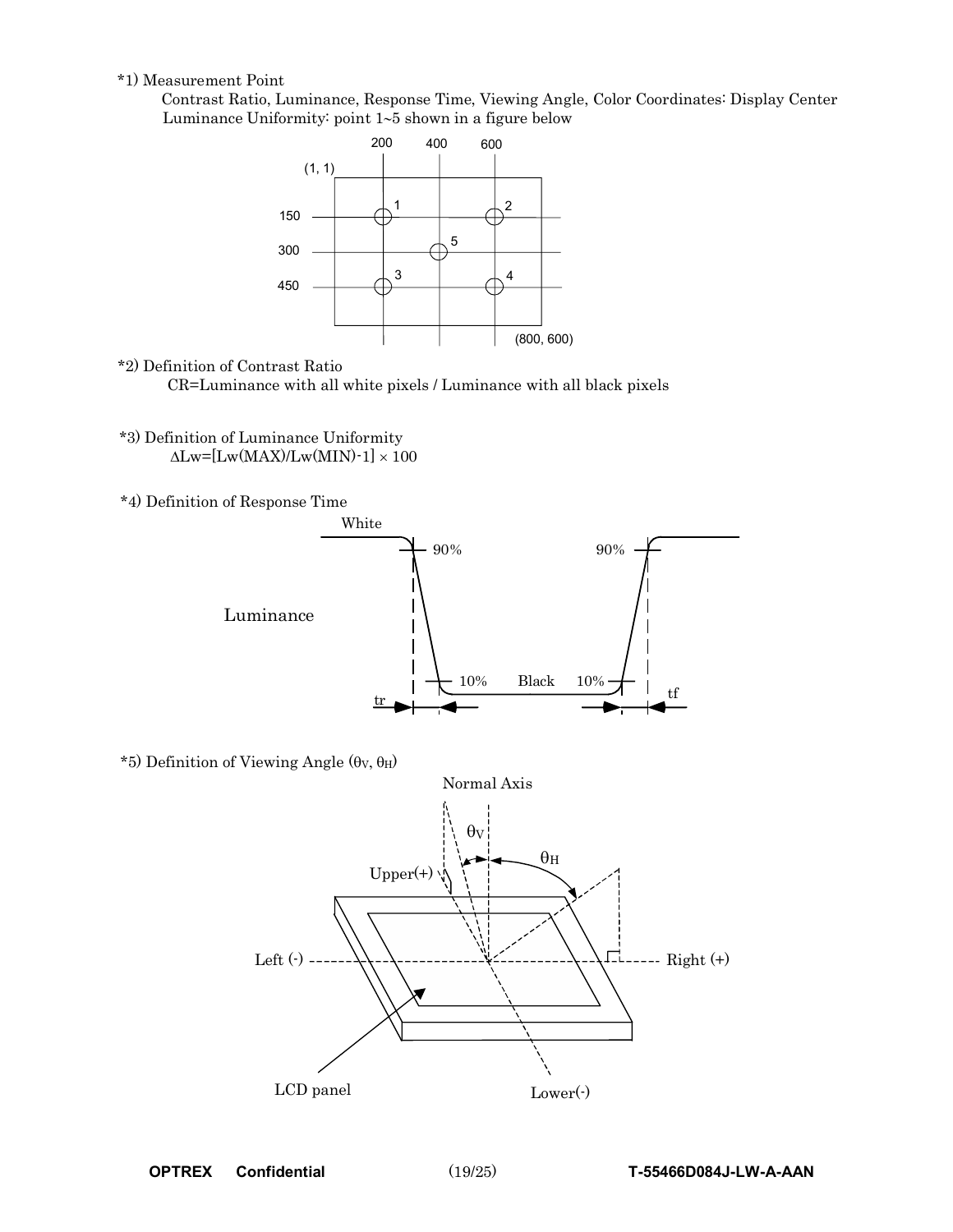*1) Measurement Point

Contrast Ratio, Luminance, Response Time, Viewing Angle, Color Coordinates: Display Center

Luminance Uniformity: point 1~5 shown in a figure below

*2) Definition of Contrast Ratio

CR=Luminance with all white pixels / Luminance with all black pixels

*3) Definition of Luminance Uniformity

$\Delta Lw = [Lw(MAX)/Lw(MIN) - 1] \times 100$

*4) Definition of Response Time

*5) Definition of Viewing Angle ($\theta_V$, $\theta_H$)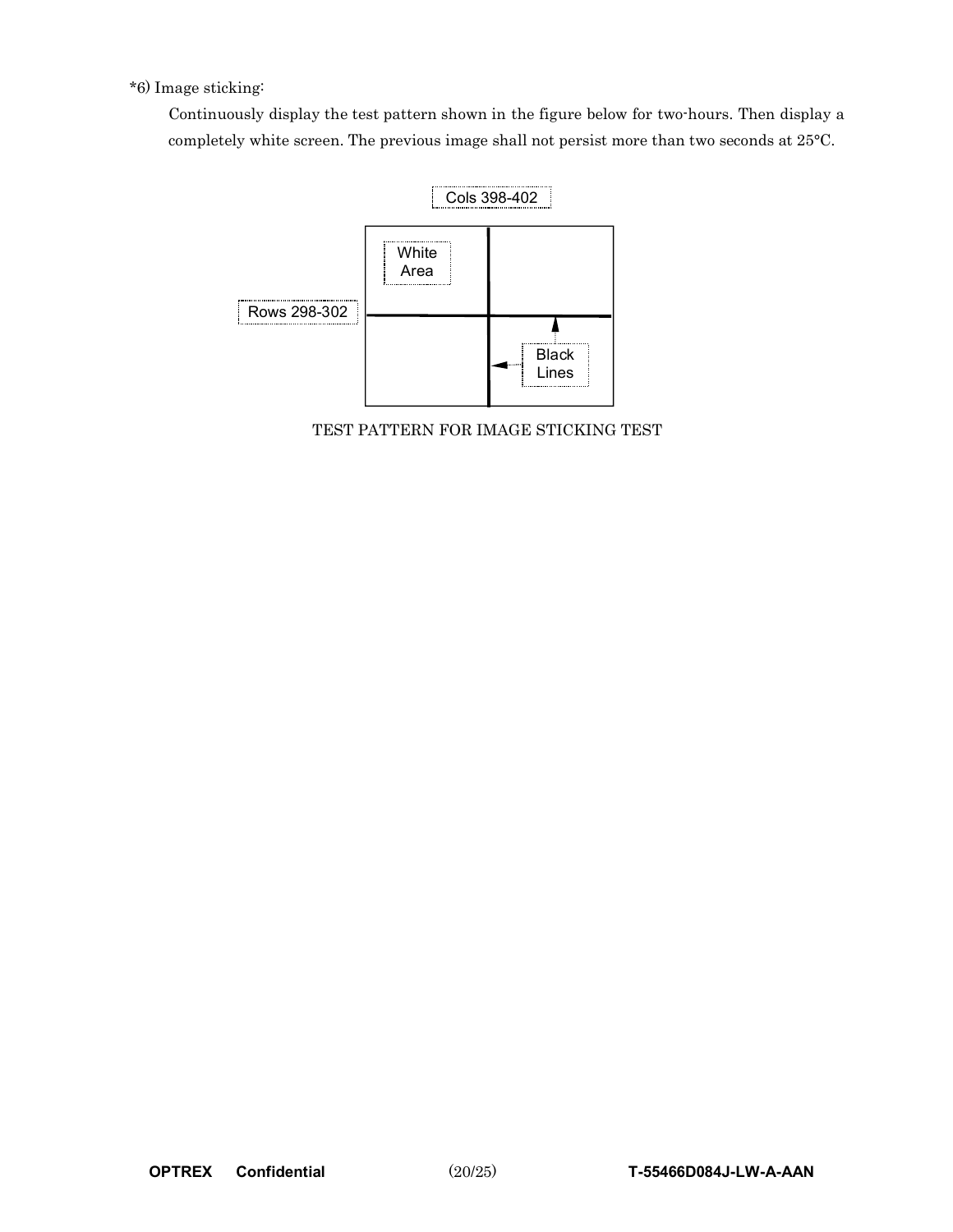*6) Image sticking:

Continuously display the test pattern shown in the figure below for two-hours. Then display a completely white screen. The previous image shall not persist more than two seconds at 25°C.

Cols 398-402

White Area

Rows 298-302

Black Lines

TEST PATTERN FOR IMAGE STICKING TEST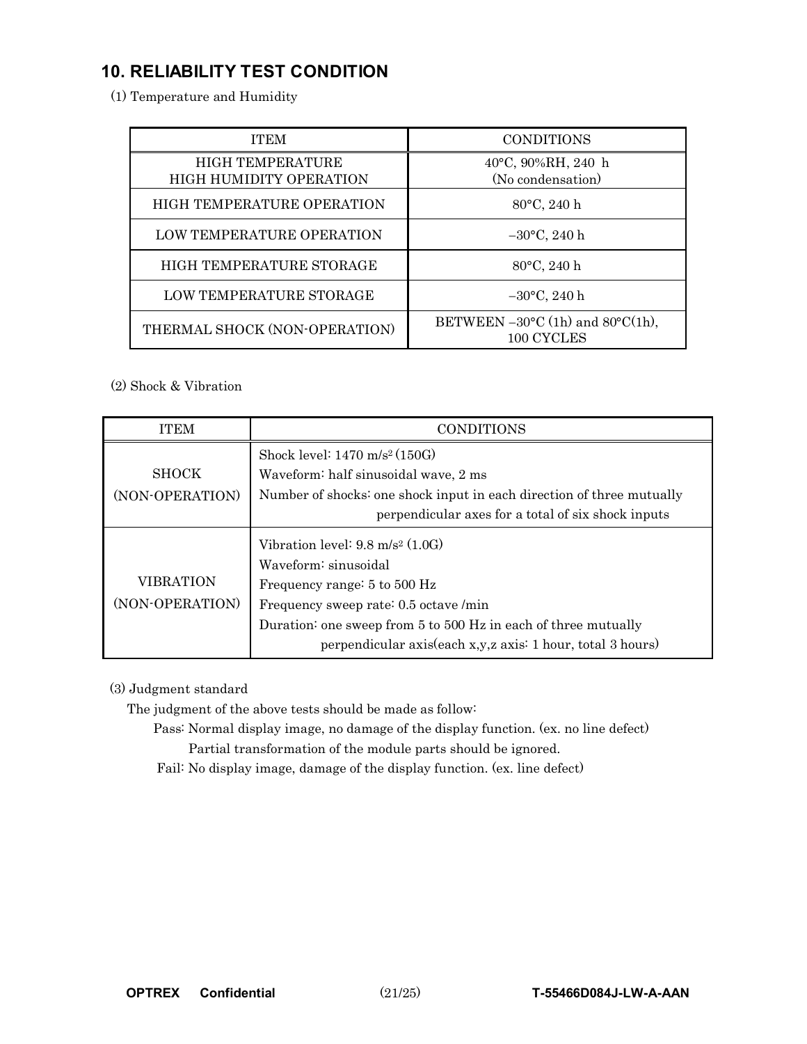## 10. RELIABILITY TEST CONDITION

(1) Temperature and Humidity

| ITEM | CONDITIONS |
|---|---|
| HIGH TEMPERATURE HIGH HUMIDITY OPERATION | 40°C, 90%RH, 240 h (No condensation) |
| HIGH TEMPERATURE OPERATION | 80°C, 240 h |
| LOW TEMPERATURE OPERATION | −30°C, 240 h |
| HIGH TEMPERATURE STORAGE | 80°C, 240 h |
| LOW TEMPERATURE STORAGE | −30°C, 240 h |
| THERMAL SHOCK (NON-OPERATION) | BETWEEN −30°C (1h) and 80°C(1h), 100 CYCLES |

(2) Shock & Vibration

| ITEM | CONDITIONS |
|---|---|
| SHOCK (NON-OPERATION) | Shock level: 1470 $m/s^2$ (150G)<br>Waveform: half sinusoidal wave, 2 ms<br>Number of shocks: one shock input in each direction of three mutually perpendicular axes for a total of six shock inputs |
| VIBRATION (NON-OPERATION) | Vibration level: 9.8 $m/s^2$ (1.0G)<br>Waveform: sinusoidal<br>Frequency range: 5 to 500 Hz<br>Frequency sweep rate: 0.5 octave /min<br>Duration: one sweep from 5 to 500 Hz in each of three mutually perpendicular axis(each x,y,z axis: 1 hour, total 3 hours) |

(3) Judgment standard

The judgment of the above tests should be made as follow:

Pass: Normal display image, no damage of the display function. (ex. no line defect)
Partial transformation of the module parts should be ignored.

Fail: No display image, damage of the display function. (ex. line defect)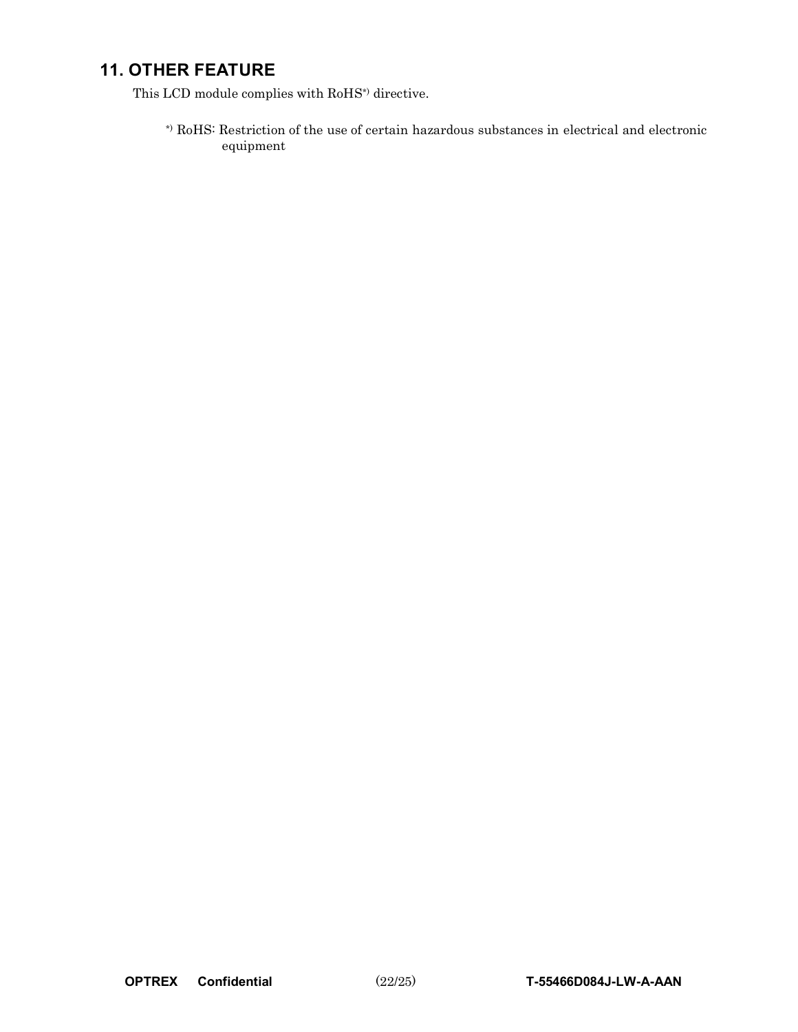## 11. OTHER FEATURE

This LCD module complies with RoHS*) directive.

*) RoHS: Restriction of the use of certain hazardous substances in electrical and electronic equipment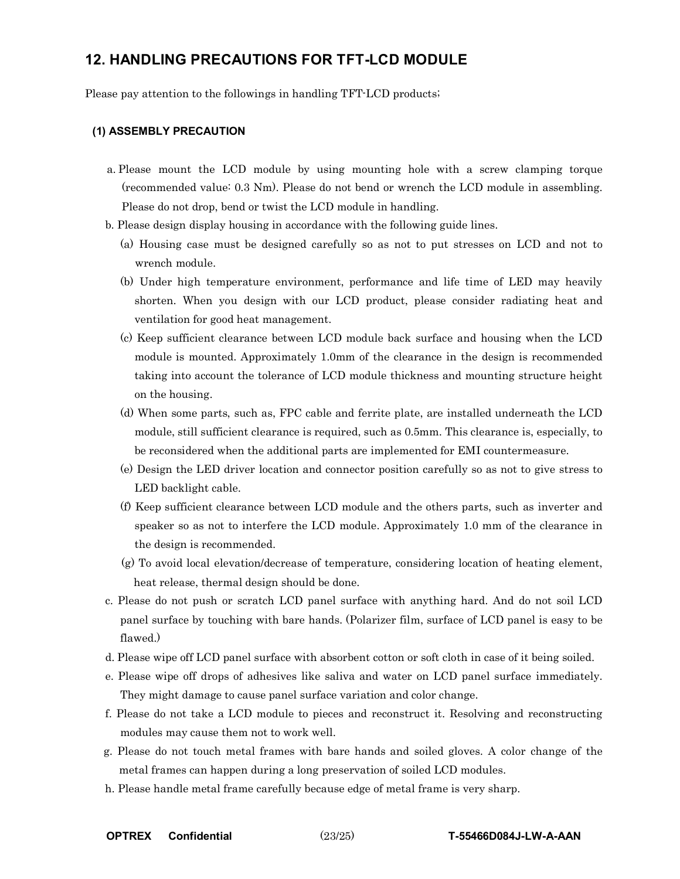## 12. HANDLING PRECAUTIONS FOR TFT-LCD MODULE

Please pay attention to the followings in handling TFT-LCD products;

### (1) ASSEMBLY PRECAUTION

a. Please mount the LCD module by using mounting hole with a screw clamping torque (recommended value: 0.3 Nm). Please do not bend or wrench the LCD module in assembling. Please do not drop, bend or twist the LCD module in handling.

b. Please design display housing in accordance with the following guide lines.

   (a) Housing case must be designed carefully so as not to put stresses on LCD and not to wrench module.

   (b) Under high temperature environment, performance and life time of LED may heavily shorten. When you design with our LCD product, please consider radiating heat and ventilation for good heat management.

   (c) Keep sufficient clearance between LCD module back surface and housing when the LCD module is mounted. Approximately 1.0mm of the clearance in the design is recommended taking into account the tolerance of LCD module thickness and mounting structure height on the housing.

   (d) When some parts, such as, FPC cable and ferrite plate, are installed underneath the LCD module, still sufficient clearance is required, such as 0.5mm. This clearance is, especially, to be reconsidered when the additional parts are implemented for EMI countermeasure.

   (e) Design the LED driver location and connector position carefully so as not to give stress to LED backlight cable.

   (f) Keep sufficient clearance between LCD module and the others parts, such as inverter and speaker so as not to interfere the LCD module. Approximately 1.0 mm of the clearance in the design is recommended.

   (g) To avoid local elevation/decrease of temperature, considering location of heating element, heat release, thermal design should be done.

c. Please do not push or scratch LCD panel surface with anything hard. And do not soil LCD panel surface by touching with bare hands. (Polarizer film, surface of LCD panel is easy to be flawed.)

d. Please wipe off LCD panel surface with absorbent cotton or soft cloth in case of it being soiled.

e. Please wipe off drops of adhesives like saliva and water on LCD panel surface immediately. They might damage to cause panel surface variation and color change.

f. Please do not take a LCD module to pieces and reconstruct it. Resolving and reconstructing modules may cause them not to work well.

g. Please do not touch metal frames with bare hands and soiled gloves. A color change of the metal frames can happen during a long preservation of soiled LCD modules.

h. Please handle metal frame carefully because edge of metal frame is very sharp.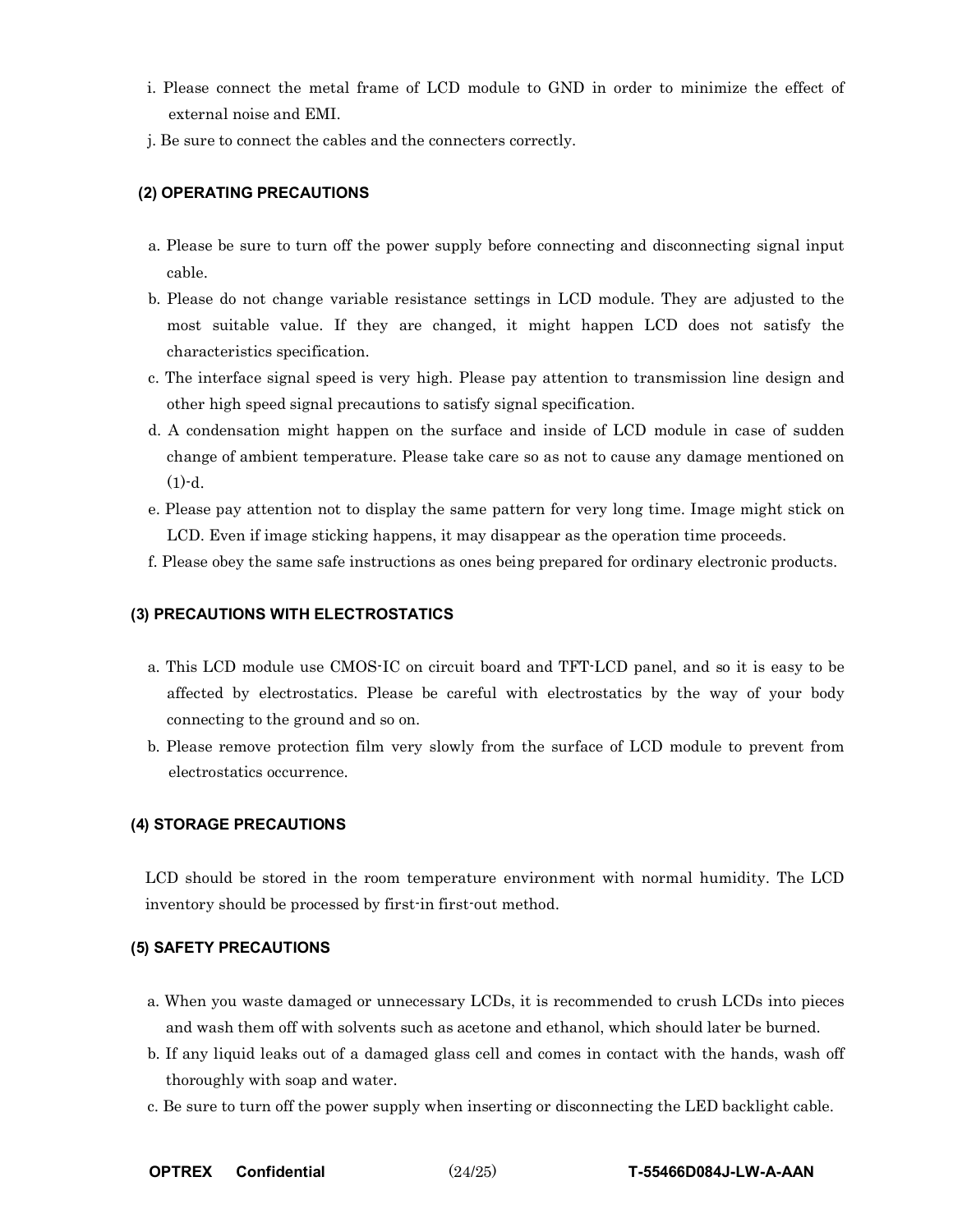i. Please connect the metal frame of LCD module to GND in order to minimize the effect of external noise and EMI.

j. Be sure to connect the cables and the connecters correctly.

### (2) OPERATING PRECAUTIONS

a. Please be sure to turn off the power supply before connecting and disconnecting signal input cable.

b. Please do not change variable resistance settings in LCD module. They are adjusted to the most suitable value. If they are changed, it might happen LCD does not satisfy the characteristics specification.

c. The interface signal speed is very high. Please pay attention to transmission line design and other high speed signal precautions to satisfy signal specification.

d. A condensation might happen on the surface and inside of LCD module in case of sudden change of ambient temperature. Please take care so as not to cause any damage mentioned on (1)-d.

e. Please pay attention not to display the same pattern for very long time. Image might stick on LCD. Even if image sticking happens, it may disappear as the operation time proceeds.

f. Please obey the same safe instructions as ones being prepared for ordinary electronic products.

### (3) PRECAUTIONS WITH ELECTROSTATICS

a. This LCD module use CMOS-IC on circuit board and TFT-LCD panel, and so it is easy to be affected by electrostatics. Please be careful with electrostatics by the way of your body connecting to the ground and so on.

b. Please remove protection film very slowly from the surface of LCD module to prevent from electrostatics occurrence.

### (4) STORAGE PRECAUTIONS

LCD should be stored in the room temperature environment with normal humidity. The LCD inventory should be processed by first-in first-out method.

### (5) SAFETY PRECAUTIONS

a. When you waste damaged or unnecessary LCDs, it is recommended to crush LCDs into pieces and wash them off with solvents such as acetone and ethanol, which should later be burned.

b. If any liquid leaks out of a damaged glass cell and comes in contact with the hands, wash off thoroughly with soap and water.

c. Be sure to turn off the power supply when inserting or disconnecting the LED backlight cable.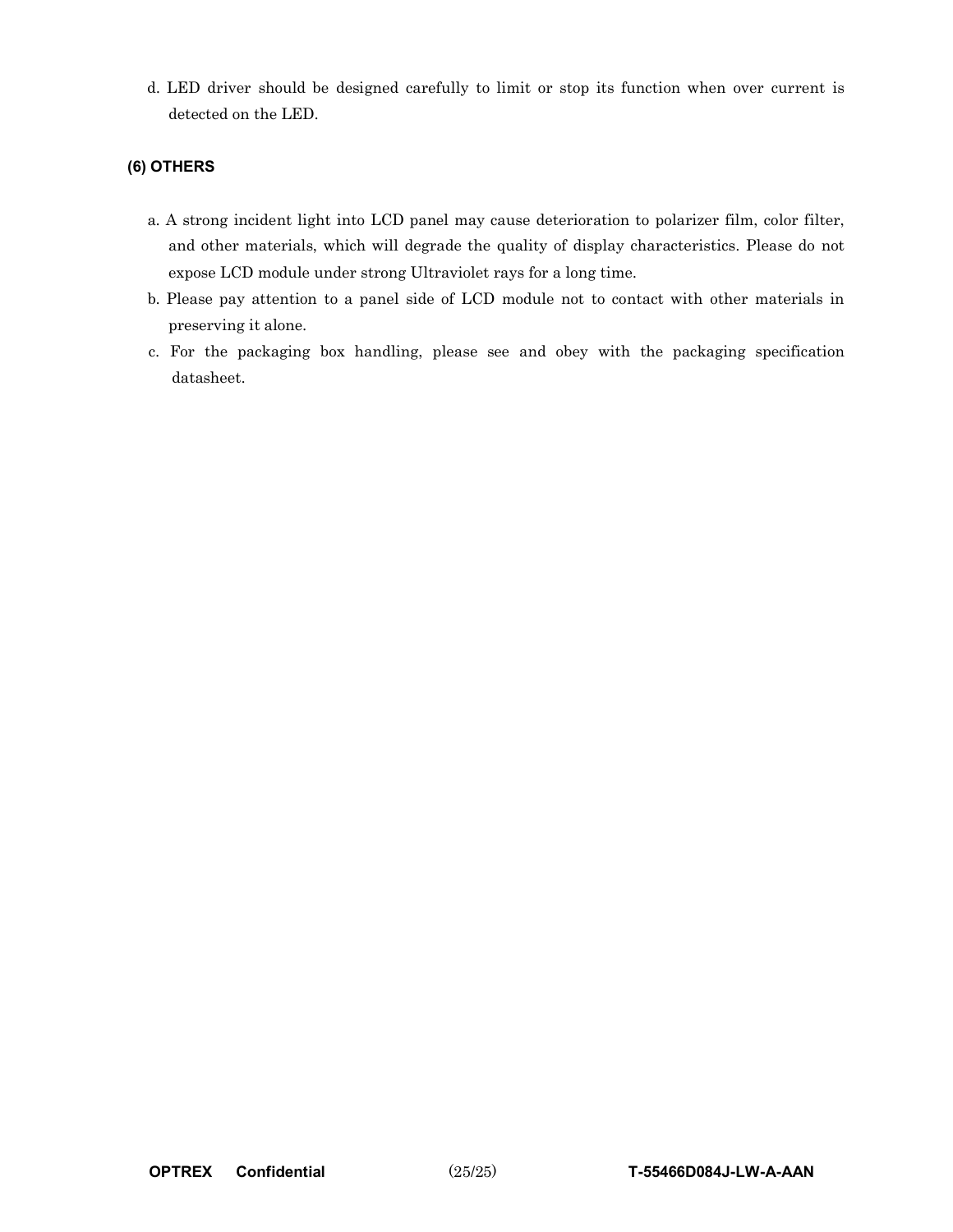d. LED driver should be designed carefully to limit or stop its function when over current is detected on the LED.

### (6) OTHERS

a. A strong incident light into LCD panel may cause deterioration to polarizer film, color filter, and other materials, which will degrade the quality of display characteristics. Please do not expose LCD module under strong Ultraviolet rays for a long time.

b. Please pay attention to a panel side of LCD module not to contact with other materials in preserving it alone.

c. For the packaging box handling, please see and obey with the packaging specification datasheet.